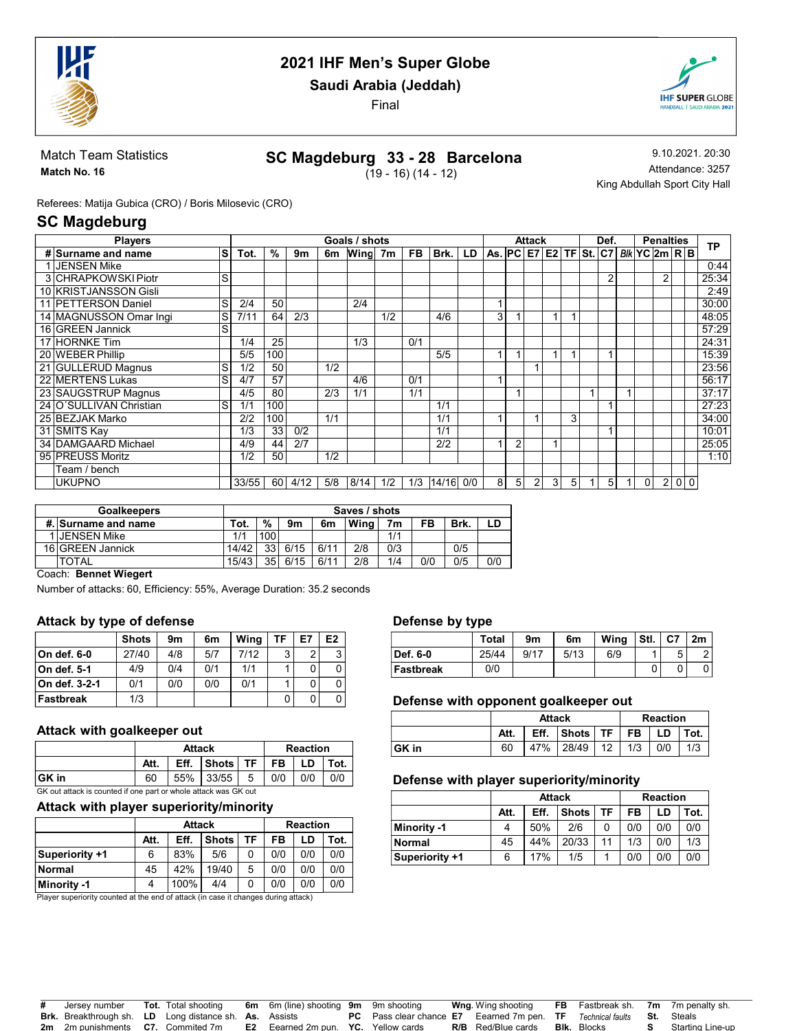# 2021 IHF Men's Super Globe

**Saudi Arabia (Jeddah)**

Final

Match Team Statistics

**Match No. 16**

## SC Magdeburg 33 - 28 Barcelona

(19 - 16) (14 - 12)

9.10.2021. 20:30

Attendance: 3257

King Abdullah Sport City Hall

Referees: Matija Gubica (CRO) / Boris Milosevic (CRO)

## SC Magdeburg

| # | Surname and name | S | Tot. | % | 9m | 6m | Wing | 7m | FB | Brk. | LD | As. | PC | E7 | E2 | TF | St. | C7 | Blk | YC | 2m | R | B | TP |
|---|---|---|---|---|---|---|---|---|---|---|---|---|---|---|---|---|---|---|---|---|---|---|---|---|
| | **Players** | | **Goals / shots** | | | | | | | | | **Attack** | | | | | **Def.** | | | **Penalties** | | | | |
| 1 | JENSEN Mike | | | | | | | | | | | | | | | | | | | | | | | 0:44 |
| 3 | CHRAPKOWSKI Piotr | S | | | | | | | | | | | | | | | | 2 | | | 2 | | | 25:34 |
| 10 | KRISTJANSSON Gisli | | | | | | | | | | | | | | | | | | | | | | | 2:49 |
| 11 | PETTERSON Daniel | S | 2/4 | 50 | | | 2/4 | | | | | 1 | | | | | | | | | | | | 30:00 |
| 14 | MAGNUSSON Omar Ingi | S | 7/11 | 64 | 2/3 | | | 1/2 | | 4/6 | | 3 | 1 | | 1 | 1 | | | | | | | | 48:05 |
| 16 | GREEN Jannick | S | | | | | | | | | | | | | | | | | | | | | | 57:29 |
| 17 | HORNKE Tim | | 1/4 | 25 | | | 1/3 | | 0/1 | | | | | | | | | | | | | | | 24:31 |
| 20 | WEBER Phillip | | 5/5 | 100 | | | | | | 5/5 | | 1 | 1 | | 1 | 1 | | 1 | | | | | | 15:39 |
| 21 | GULLERUD Magnus | S | 1/2 | 50 | | 1/2 | | | | | | | | 1 | | | | | | | | | | 23:56 |
| 22 | MERTENS Lukas | S | 4/7 | 57 | | | 4/6 | | 0/1 | | | 1 | | | | | | | | | | | | 56:17 |
| 23 | SAUGSTRUP Magnus | | 4/5 | 80 | | 2/3 | 1/1 | | 1/1 | | | | 1 | | | | 1 | | 1 | | | | | 37:17 |
| 24 | O´SULLIVAN Christian | S | 1/1 | 100 | | | | | | 1/1 | | | | | | | | 1 | | | | | | 27:23 |
| 25 | BEZJAK Marko | | 2/2 | 100 | | 1/1 | | | | 1/1 | | 1 | | 1 | | 3 | | | | | | | | 34:00 |
| 31 | SMITS Kay | | 1/3 | 33 | 0/2 | | | | | 1/1 | | | | | | | | 1 | | | | | | 10:01 |
| 34 | DAMGAARD Michael | | 4/9 | 44 | 2/7 | | | | | 2/2 | | 1 | 2 | | 1 | | | | | | | | | 25:05 |
| 95 | PREUSS Moritz | | 1/2 | 50 | | 1/2 | | | | | | | | | | | | | | | | | | 1:10 |
| | Team / bench | | | | | | | | | | | | | | | | | | | | | | | |
| | UKUPNO | | 33/55 | 60 | 4/12 | 5/8 | 8/14 | 1/2 | 1/3 | 14/16 | 0/0 | 8 | 5 | 2 | 3 | 5 | 1 | 5 | 1 | 0 | 2 | 0 | 0 | |

| #. | Surname and name | Tot. | % | 9m | 6m | Wing | 7m | FB | Brk. | LD |
|---|---|---|---|---|---|---|---|---|---|---|
| | **Goalkeepers** | **Saves / shots** | | | | | | | | |
| 1 | JENSEN Mike | 1/1 | 100 | | | | 1/1 | | | |
| 16 | GREEN Jannick | 14/42 | 33 | 6/15 | 6/11 | 2/8 | 0/3 | | 0/5 | |
| | TOTAL | 15/43 | 35 | 6/15 | 6/11 | 2/8 | 1/4 | 0/0 | 0/5 | 0/0 |

Coach: **Bennet Wiegert**

Number of attacks: 60, Efficiency: 55%, Average Duration: 35.2 seconds

### Attack by type of defense

| | Shots | 9m | 6m | Wing | TF | E7 | E2 |
|---|---|---|---|---|---|---|---|
| **On def. 6-0** | 27/40 | 4/8 | 5/7 | 7/12 | 3 | 2 | 3 |
| **On def. 5-1** | 4/9 | 0/4 | 0/1 | 1/1 | 1 | 0 | 0 |
| **On def. 3-2-1** | 0/1 | 0/0 | 0/0 | 0/1 | 1 | 0 | 0 |
| **Fastbreak** | 1/3 | | | | 0 | 0 | 0 |

### Attack with goalkeeper out

| | Attack | | | | Reaction | | |
|---|---|---|---|---|---|---|---|
| | Att. | Eff. | Shots | TF | FB | LD | Tot. |
| **GK in** | 60 | 55% | 33/55 | 5 | 0/0 | 0/0 | 0/0 |

GK out attack is counted if one part or whole attack was GK out

### Attack with player superiority/minority

| | Attack | | | | Reaction | | |
|---|---|---|---|---|---|---|---|
| | Att. | Eff. | Shots | TF | FB | LD | Tot. |
| **Superiority +1** | 6 | 83% | 5/6 | 0 | 0/0 | 0/0 | 0/0 |
| **Normal** | 45 | 42% | 19/40 | 5 | 0/0 | 0/0 | 0/0 |
| **Minority -1** | 4 | 100% | 4/4 | 0 | 0/0 | 0/0 | 0/0 |

Player superiority counted at the end of attack (in case it changes during attack)

### Defense by type

| | Total | 9m | 6m | Wing | Stl. | C7 | 2m |
|---|---|---|---|---|---|---|---|
| **Def. 6-0** | 25/44 | 9/17 | 5/13 | 6/9 | 1 | 5 | 2 |
| **Fastbreak** | 0/0 | | | | 0 | 0 | 0 |

### Defense with opponent goalkeeper out

| | Attack | | | | Reaction | | |
|---|---|---|---|---|---|---|---|
| | Att. | Eff. | Shots | TF | FB | LD | Tot. |
| **GK in** | 60 | 47% | 28/49 | 12 | 1/3 | 0/0 | 1/3 |

### Defense with player superiority/minority

| | Attack | | | | Reaction | | |
|---|---|---|---|---|---|---|---|
| | Att. | Eff. | Shots | TF | FB | LD | Tot. |
| **Minority -1** | 4 | 50% | 2/6 | 0 | 0/0 | 0/0 | 0/0 |
| **Normal** | 45 | 44% | 20/33 | 11 | 1/3 | 0/0 | 1/3 |
| **Superiority +1** | 6 | 17% | 1/5 | 1 | 0/0 | 0/0 | 0/0 |

**#** Jersey number **Tot.** Total shooting **6m** 6m (line) shooting **9m** 9m shooting **Wng.** Wing shooting **FB** Fastbreak sh. **7m** 7m penalty sh.
**Brk.** Breakthrough sh. **LD** Long distance sh. **As.** Assists **PC** Pass clear chance **E7** Earned 7m pen. **TF** *Technical faults* **St.** Steals
**2m** 2m punishments **C7.** Commited 7m **E2** Earned 2m pun. **YC.** Yellow cards **R/B** Red/Blue cards **Blk.** Blocks **S** Starting Line-up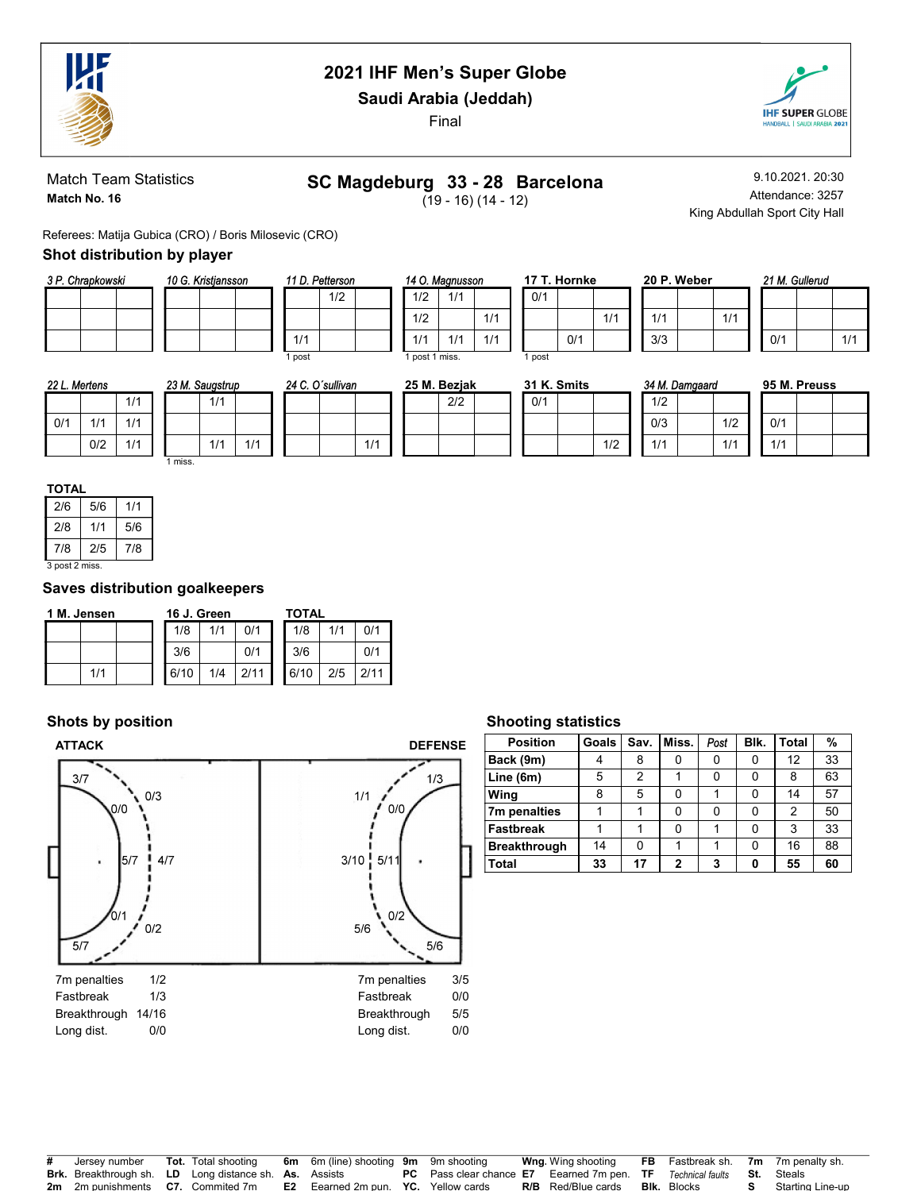# 2021 IHF Men's Super Globe

## Saudi Arabia (Jeddah)

Final

Match Team Statistics
**Match No. 16**

## SC Magdeburg 33 - 28 Barcelona

(19 - 16) (14 - 12)

9.10.2021. 20:30
Attendance: 3257
King Abdullah Sport City Hall

Referees: Matija Gubica (CRO) / Boris Milosevic (CRO)

### Shot distribution by player

*3 P. Chrapkowski*

| | | |
|---|---|---|
| | | |
| | | |
| | | |

*10 G. Kristjansson*

| | | |
|---|---|---|
| | | |
| | | |
| | | |

*11 D. Petterson*

| | | |
|---|---|---|
| | 1/2 | |
| | | |
| 1/1 | | |

1 post

*14 O. Magnusson*

| | | |
|---|---|---|
| 1/2 | 1/1 | |
| 1/2 | | 1/1 |
| 1/1 | 1/1 | 1/1 |

1 post 1 miss.

**17 T. Hornke**

| | | |
|---|---|---|
| 0/1 | | |
| | | 1/1 |
| | 0/1 | |

1 post

**20 P. Weber**

| | | |
|---|---|---|
| | | |
| 1/1 | | 1/1 |
| 3/3 | | |

*21 M. Gullerud*

| | | |
|---|---|---|
| | | |
| | | |
| 0/1 | | 1/1 |

*22 L. Mertens*

| | | |
|---|---|---|
| | | 1/1 |
| 0/1 | 1/1 | 1/1 |
| | 0/2 | 1/1 |

*23 M. Saugstrup*

| | | |
|---|---|---|
| | 1/1 | |
| | | |
| | 1/1 | 1/1 |

1 miss.

*24 C. O´sullivan*

| | | |
|---|---|---|
| | | |
| | | |
| | | 1/1 |

**25 M. Bezjak**

| | | |
|---|---|---|
| | 2/2 | |
| | | |
| | | |

**31 K. Smits**

| | | |
|---|---|---|
| 0/1 | | |
| | | |
| | | 1/2 |

*34 M. Damgaard*

| | | |
|---|---|---|
| 1/2 | | |
| 0/3 | | 1/2 |
| 1/1 | | 1/1 |

**95 M. Preuss**

| | | |
|---|---|---|
| | | |
| 0/1 | | |
| 1/1 | | |

**TOTAL**

| | | |
|---|---|---|
| 2/6 | 5/6 | 1/1 |
| 2/8 | 1/1 | 5/6 |
| 7/8 | 2/5 | 7/8 |

3 post 2 miss.

### Saves distribution goalkeepers

**1 M. Jensen**

| | | |
|---|---|---|
| | | |
| | | |
| | 1/1 | |

**16 J. Green**

| | | |
|---|---|---|
| 1/8 | 1/1 | 0/1 |
| 3/6 | | 0/1 |
| 6/10 | 1/4 | 2/11 |

**TOTAL**

| | | |
|---|---|---|
| 1/8 | 1/1 | 0/1 |
| 3/6 | | 0/1 |
| 6/10 | 2/5 | 2/11 |

### Shots by position

**ATTACK**

| Position | Value |
|---|---|
| Left wing | 3/7 |
| Left 6m | 0/0 |
| Left 9m | 0/3 |
| Centre 6m | 5/7 |
| Centre 9m | 4/7 |
| Right 6m | 0/1 |
| Right 9m | 0/2 |
| Right wing | 5/7 |

7m penalties 1/2
Fastbreak 1/3
Breakthrough 14/16
Long dist. 0/0

**DEFENSE**

| Position | Value |
|---|---|
| Wing (top) | 1/3 |
| 9m (top) | 1/1 |
| 6m (top) | 0/0 |
| Centre 9m | 3/10 |
| Centre 6m | 5/11 |
| 6m (bottom) | 0/2 |
| 9m (bottom) | 5/6 |
| Wing (bottom) | 5/6 |

7m penalties 3/5
Fastbreak 0/0
Breakthrough 5/5
Long dist. 0/0

### Shooting statistics

| Position | Goals | Sav. | Miss. | *Post* | Blk. | Total | % |
|---|---|---|---|---|---|---|---|
| **Back (9m)** | 4 | 8 | 0 | 0 | 0 | 12 | 33 |
| **Line (6m)** | 5 | 2 | 1 | 0 | 0 | 8 | 63 |
| **Wing** | 8 | 5 | 0 | 1 | 0 | 14 | 57 |
| **7m penalties** | 1 | 1 | 0 | 0 | 0 | 2 | 50 |
| **Fastbreak** | 1 | 1 | 0 | 1 | 0 | 3 | 33 |
| **Breakthrough** | 14 | 0 | 1 | 1 | 0 | 16 | 88 |
| **Total** | **33** | **17** | **2** | **3** | **0** | **55** | **60** |

| | | | | | | | | | | | | | |
|---|---|---|---|---|---|---|---|---|---|---|---|---|---|
| **#** | Jersey number | **Tot.** | Total shooting | **6m** | 6m (line) shooting | **9m** | 9m shooting | **Wng.** | Wing shooting | **FB** | Fastbreak sh. | **7m** | 7m penalty sh. |
| **Brk.** | Breakthrough sh. | **LD** | Long distance sh. | **As.** | Assists | **PC** | Pass clear chance | **E7** | Eearned 7m pen. | **TF** | *Technical faults* | **St.** | Steals |
| **2m** | 2m punishments | **C7.** | Commited 7m | **E2** | Eearned 2m pun. | **YC.** | Yellow cards | **R/B** | Red/Blue cards | **Blk.** | Blocks | **S** | Starting Line-up |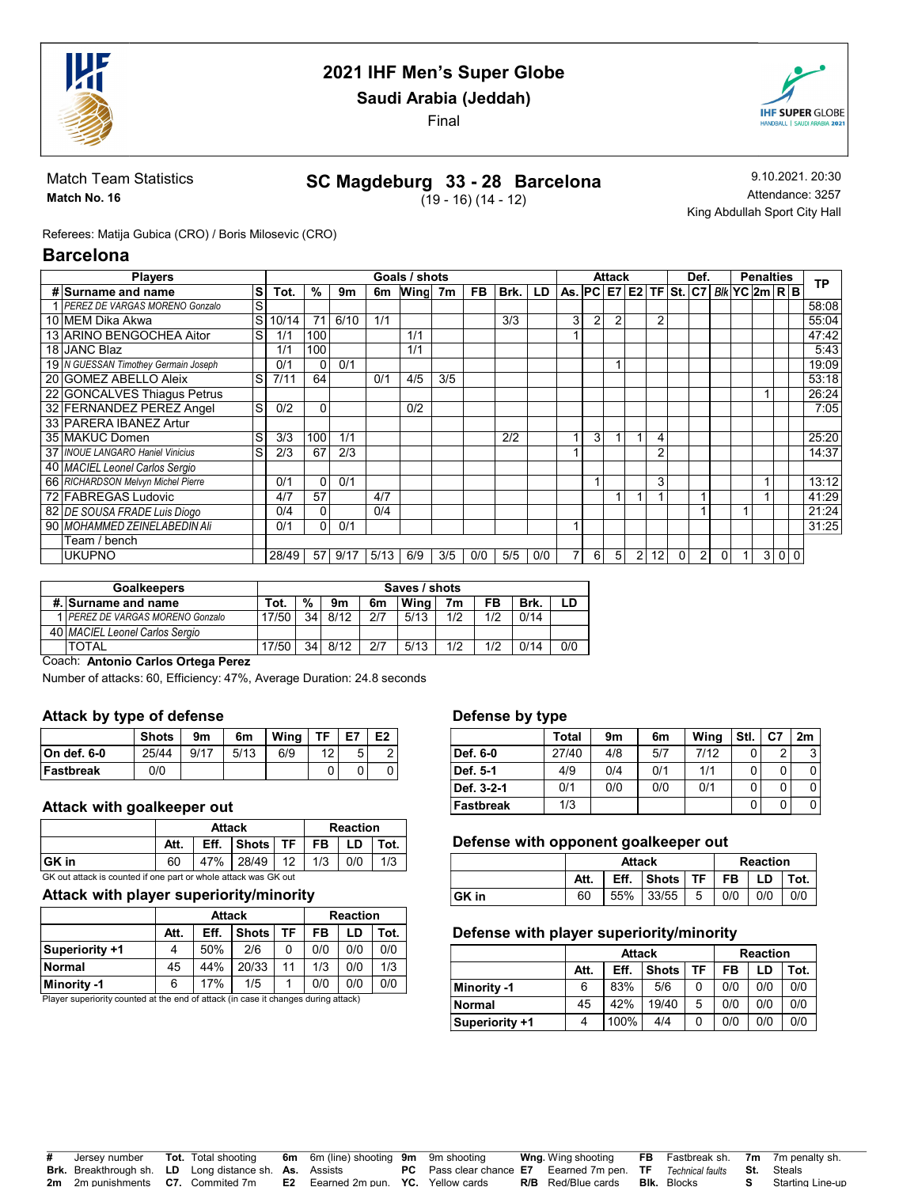# 2021 IHF Men's Super Globe

## Saudi Arabia (Jeddah)

Final

Match Team Statistics

**Match No. 16**

## SC Magdeburg 33 - 28 Barcelona

(19 - 16) (14 - 12)

9.10.2021. 20:30

Attendance: 3257

King Abdullah Sport City Hall

Referees: Matija Gubica (CRO) / Boris Milosevic (CRO)

## Barcelona

| Players | | | Goals / shots | | | | | | | | | Attack | | | | | Def. | | | Penalties | | | | TP |
|---|---|---|---|---|---|---|---|---|---|---|---|---|---|---|---|---|---|---|---|---|---|---|---|---|
| # | Surname and name | S | Tot. | % | 9m | 6m | Wing | 7m | FB | Brk. | LD | As. | PC | E7 | E2 | TF | St. | C7 | Blk | YC | 2m | R | B | |
| 1 | *PEREZ DE VARGAS MORENO Gonzalo* | S | | | | | | | | | | | | | | | | | | | | | | 58:08 |
| 10 | MEM Dika Akwa | S | 10/14 | 71 | 6/10 | 1/1 | | | | 3/3 | | 3 | 2 | 2 | | 2 | | | | | | | | 55:04 |
| 13 | ARINO BENGOCHEA Aitor | S | 1/1 | 100 | | | 1/1 | | | | | 1 | | | | | | | | | | | | 47:42 |
| 18 | JANC Blaz | | 1/1 | 100 | | | 1/1 | | | | | | | | | | | | | | | | | 5:43 |
| 19 | *N GUESSAN Timothey Germain Joseph* | | 0/1 | 0 | 0/1 | | | | | | | | | 1 | | | | | | | | | | 19:09 |
| 20 | GOMEZ ABELLO Aleix | S | 7/11 | 64 | | 0/1 | 4/5 | 3/5 | | | | | | | | | | | | | | | | 53:18 |
| 22 | GONCALVES Thiagus Petrus | | | | | | | | | | | | | | | | | | | | 1 | | | 26:24 |
| 32 | FERNANDEZ PEREZ Angel | S | 0/2 | 0 | | | 0/2 | | | | | | | | | | | | | | | | | 7:05 |
| 33 | PARERA IBANEZ Artur | | | | | | | | | | | | | | | | | | | | | | | |
| 35 | MAKUC Domen | S | 3/3 | 100 | 1/1 | | | | | 2/2 | | 1 | 3 | 1 | 1 | 4 | | | | | | | | 25:20 |
| 37 | *INOUE LANGARO Haniel Vinicius* | S | 2/3 | 67 | 2/3 | | | | | | | 1 | | | | 2 | | | | | | | | 14:37 |
| 40 | *MACIEL Leonel Carlos Sergio* | | | | | | | | | | | | | | | | | | | | | | | |
| 66 | *RICHARDSON Melvyn Michel Pierre* | | 0/1 | 0 | 0/1 | | | | | | | | 1 | | | 3 | | | | | 1 | | | 13:12 |
| 72 | FABREGAS Ludovic | | 4/7 | 57 | | 4/7 | | | | | | | | 1 | 1 | 1 | | 1 | | | 1 | | | 41:29 |
| 82 | *DE SOUSA FRADE Luis Diogo* | | 0/4 | 0 | | 0/4 | | | | | | | | | | | | 1 | | 1 | | | | 21:24 |
| 90 | *MOHAMMED ZEINELABEDIN Ali* | | 0/1 | 0 | 0/1 | | | | | | | 1 | | | | | | | | | | | | 31:25 |
| | Team / bench | | | | | | | | | | | | | | | | | | | | | | | |
| | UKUPNO | | 28/49 | 57 | 9/17 | 5/13 | 6/9 | 3/5 | 0/0 | 5/5 | 0/0 | 7 | 6 | 5 | 2 | 12 | 0 | 2 | 0 | 1 | 3 | 0 | 0 | |

| Goalkeepers | | Saves / shots | | | | | | | | |
|---|---|---|---|---|---|---|---|---|---|---|
| #. | Surname and name | Tot. | % | 9m | 6m | Wing | 7m | FB | Brk. | LD |
| 1 | *PEREZ DE VARGAS MORENO Gonzalo* | 17/50 | 34 | 8/12 | 2/7 | 5/13 | 1/2 | 1/2 | 0/14 | |
| 40 | *MACIEL Leonel Carlos Sergio* | | | | | | | | | |
| | TOTAL | 17/50 | 34 | 8/12 | 2/7 | 5/13 | 1/2 | 1/2 | 0/14 | 0/0 |

Coach: **Antonio Carlos Ortega Perez**

Number of attacks: 60, Efficiency: 47%, Average Duration: 24.8 seconds

### Attack by type of defense

| | Shots | 9m | 6m | Wing | TF | E7 | E2 |
|---|---|---|---|---|---|---|---|
| On def. 6-0 | 25/44 | 9/17 | 5/13 | 6/9 | 12 | 5 | 2 |
| Fastbreak | 0/0 | | | | 0 | 0 | 0 |

### Attack with goalkeeper out

| | Attack | | | | Reaction | | |
|---|---|---|---|---|---|---|---|
| | Att. | Eff. | Shots | TF | FB | LD | Tot. |
| GK in | 60 | 47% | 28/49 | 12 | 1/3 | 0/0 | 1/3 |

GK out attack is counted if one part or whole attack was GK out

### Attack with player superiority/minority

| | Attack | | | | Reaction | | |
|---|---|---|---|---|---|---|---|
| | Att. | Eff. | Shots | TF | FB | LD | Tot. |
| Superiority +1 | 4 | 50% | 2/6 | 0 | 0/0 | 0/0 | 0/0 |
| Normal | 45 | 44% | 20/33 | 11 | 1/3 | 0/0 | 1/3 |
| Minority -1 | 6 | 17% | 1/5 | 1 | 0/0 | 0/0 | 0/0 |

Player superiority counted at the end of attack (in case it changes during attack)

### Defense by type

| | Total | 9m | 6m | Wing | Stl. | C7 | 2m |
|---|---|---|---|---|---|---|---|
| Def. 6-0 | 27/40 | 4/8 | 5/7 | 7/12 | 0 | 2 | 3 |
| Def. 5-1 | 4/9 | 0/4 | 0/1 | 1/1 | 0 | 0 | 0 |
| Def. 3-2-1 | 0/1 | 0/0 | 0/0 | 0/1 | 0 | 0 | 0 |
| Fastbreak | 1/3 | | | | 0 | 0 | 0 |

### Defense with opponent goalkeeper out

| | Attack | | | | Reaction | | |
|---|---|---|---|---|---|---|---|
| | Att. | Eff. | Shots | TF | FB | LD | Tot. |
| GK in | 60 | 55% | 33/55 | 5 | 0/0 | 0/0 | 0/0 |

### Defense with player superiority/minority

| | Attack | | | | Reaction | | |
|---|---|---|---|---|---|---|---|
| | Att. | Eff. | Shots | TF | FB | LD | Tot. |
| Minority -1 | 6 | 83% | 5/6 | 0 | 0/0 | 0/0 | 0/0 |
| Normal | 45 | 42% | 19/40 | 5 | 0/0 | 0/0 | 0/0 |
| Superiority +1 | 4 | 100% | 4/4 | 0 | 0/0 | 0/0 | 0/0 |

**#** Jersey number **Tot.** Total shooting **6m** 6m (line) shooting **9m** 9m shooting **Wng.** Wing shooting **FB** Fastbreak sh. **7m** 7m penalty sh.
**Brk.** Breakthrough sh. **LD** Long distance sh. **As.** Assists **PC** Pass clear chance **E7** Earned 7m pen. **TF** *Technical faults* **St.** Steals
**2m** 2m punishments **C7.** Commited 7m **E2** Earned 2m pun. **YC.** Yellow cards **R/B** Red/Blue cards **Blk.** Blocks **S** Starting Line-up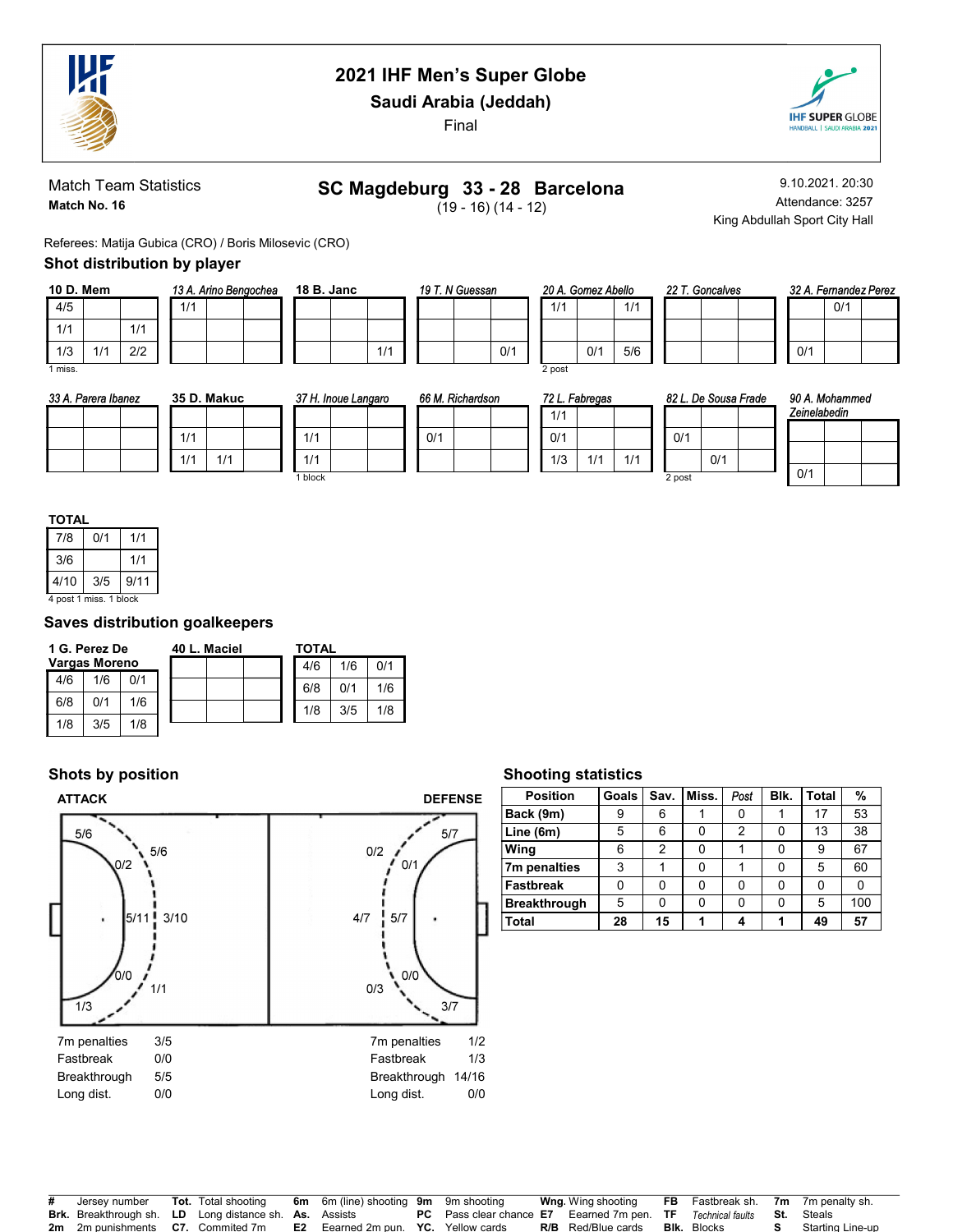# 2021 IHF Men's Super Globe

## Saudi Arabia (Jeddah)

Final

Match Team Statistics

**Match No. 16**

## SC Magdeburg 33 - 28 Barcelona

(19 - 16) (14 - 12)

9.10.2021. 20:30

Attendance: 3257

King Abdullah Sport City Hall

Referees: Matija Gubica (CRO) / Boris Milosevic (CRO)

### Shot distribution by player

**10 D. Mem**

| | | |
|---|---|---|
| 4/5 | | |
| 1/1 | | 1/1 |
| 1/3 | 1/1 | 2/2 |

1 miss.

*13 A. Arino Bengochea*

| | | |
|---|---|---|
| 1/1 | | |
| | | |
| | | |

**18 B. Janc**

| | | |
|---|---|---|
| | | |
| | | |
| | | 1/1 |

*19 T. N Guessan*

| | | |
|---|---|---|
| | | |
| | | |
| | | 0/1 |

*20 A. Gomez Abello*

| | | |
|---|---|---|
| 1/1 | | 1/1 |
| | | |
| | 0/1 | 5/6 |

2 post

*22 T. Goncalves*

| | | |
|---|---|---|
| | | |
| | | |
| | | |

*32 A. Fernandez Perez*

| | | |
|---|---|---|
| | 0/1 | |
| | | |
| 0/1 | | |

*33 A. Parera Ibanez*

| | | |
|---|---|---|
| | | |
| | | |
| | | |

**35 D. Makuc**

| | | |
|---|---|---|
| | | |
| 1/1 | | |
| 1/1 | 1/1 | |

*37 H. Inoue Langaro*

| | | |
|---|---|---|
| | | |
| 1/1 | | |
| 1/1 | | |

1 block

*66 M. Richardson*

| | | |
|---|---|---|
| | | |
| 0/1 | | |
| | | |

*72 L. Fabregas*

| | | |
|---|---|---|
| 1/1 | | |
| 0/1 | | |
| 1/3 | 1/1 | 1/1 |

*82 L. De Sousa Frade*

| | | |
|---|---|---|
| | | |
| 0/1 | | |
| | 0/1 | |

2 post

*90 A. Mohammed Zeinelabedin*

| | | |
|---|---|---|
| | | |
| | | |
| 0/1 | | |

**TOTAL**

| | | |
|---|---|---|
| 7/8 | 0/1 | 1/1 |
| 3/6 | | 1/1 |
| 4/10 | 3/5 | 9/11 |

4 post 1 miss. 1 block

### Saves distribution goalkeepers

**1 G. Perez De Vargas Moreno**

| | | |
|---|---|---|
| 4/6 | 1/6 | 0/1 |
| 6/8 | 0/1 | 1/6 |
| 1/8 | 3/5 | 1/8 |

**40 L. Maciel**

| | | |
|---|---|---|
| | | |
| | | |
| | | |

**TOTAL**

| | | |
|---|---|---|
| 4/6 | 1/6 | 0/1 |
| 6/8 | 0/1 | 1/6 |
| 1/8 | 3/5 | 1/8 |

### Shots by position

**ATTACK**

5/6, 5/6, 0/2, 5/11, 3/10, 0/0, 1/1, 1/3

| | |
|---|---|
| 7m penalties | 3/5 |
| Fastbreak | 0/0 |
| Breakthrough | 5/5 |
| Long dist. | 0/0 |

**DEFENSE**

5/7, 0/2, 0/1, 4/7, 5/7, 0/0, 0/3, 3/7

| | |
|---|---|
| 7m penalties | 1/2 |
| Fastbreak | 1/3 |
| Breakthrough | 14/16 |
| Long dist. | 0/0 |

### Shooting statistics

| Position | Goals | Sav. | Miss. | Post | Blk. | Total | % |
|---|---|---|---|---|---|---|---|
| Back (9m) | 9 | 6 | 1 | 0 | 1 | 17 | 53 |
| Line (6m) | 5 | 6 | 0 | 2 | 0 | 13 | 38 |
| Wing | 6 | 2 | 0 | 1 | 0 | 9 | 67 |
| 7m penalties | 3 | 1 | 0 | 1 | 0 | 5 | 60 |
| Fastbreak | 0 | 0 | 0 | 0 | 0 | 0 | 0 |
| Breakthrough | 5 | 0 | 0 | 0 | 0 | 5 | 100 |
| Total | 28 | 15 | 1 | 4 | 1 | 49 | 57 |

| | | | | | | | | | | | | | |
|---|---|---|---|---|---|---|---|---|---|---|---|---|---|
| # | Jersey number | Tot. | Total shooting | 6m | 6m (line) shooting | 9m | 9m shooting | Wng. | Wing shooting | FB | Fastbreak sh. | 7m | 7m penalty sh. |
| Brk. | Breakthrough sh. | LD | Long distance sh. | As. | Assists | PC | Pass clear chance | E7 | Eearned 7m pen. | TF | Technical faults | St. | Steals |
| 2m | 2m punishments | C7. | Commited 7m | E2 | Earned 2m pun. | YC. | Yellow cards | R/B | Red/Blue cards | Blk. | Blocks | S | Starting Line-up |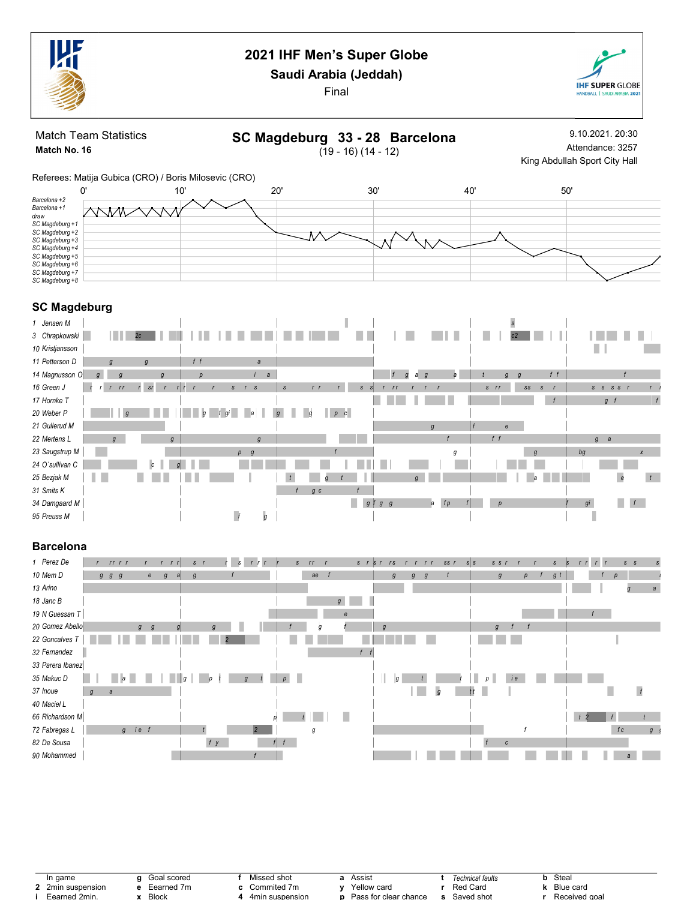# 2021 IHF Men's Super Globe

## Saudi Arabia (Jeddah)

Final

Match Team Statistics

**Match No. 16**

## SC Magdeburg 33 - 28 Barcelona

(19 - 16) (14 - 12)

9.10.2021. 20:30

Attendance: 3257

King Abdullah Sport City Hall

Referees: Matija Gubica (CRO) / Boris Milosevic (CRO)

0'
10'
20'
30'
40'
50'

Barcelona +2
Barcelona +1
draw
SC Magdeburg +1
SC Magdeburg +2
SC Magdeburg +3
SC Magdeburg +4
SC Magdeburg +5
SC Magdeburg +6
SC Magdeburg +7
SC Magdeburg +8

## SC Magdeburg

1 Jensen M
3 Chrapkowski
10 Kristjansson
11 Petterson D
14 Magnusson O
16 Green J
17 Hornke T
20 Weber P
21 Gullerud M
22 Mertens L
23 Saugstrup M
24 O´sullivan C
25 Bezjak M
31 Smits K
34 Damgaard M
95 Preuss M

## Barcelona

1 Perez De
10 Mem D
13 Arino
18 Janc B
19 N Guessan T
20 Gomez Abello
22 Goncalves T
32 Fernandez
33 Parera Ibanez
35 Makuc D
37 Inoue
40 Maciel L
66 Richardson M
72 Fabregas L
82 De Sousa
90 Mohammed

In game
**2** 2min suspension
**i** Earned 2min.
**g** Goal scored
**e** Earned 7m
**x** Block
**f** Missed shot
**c** Commited 7m
**4** 4min suspension
**a** Assist
**y** Yellow card
**p** Pass for clear chance
**t** Technical faults
**r** Red Card
**s** Saved shot
**b** Steal
**k** Blue card
**r** Received goal